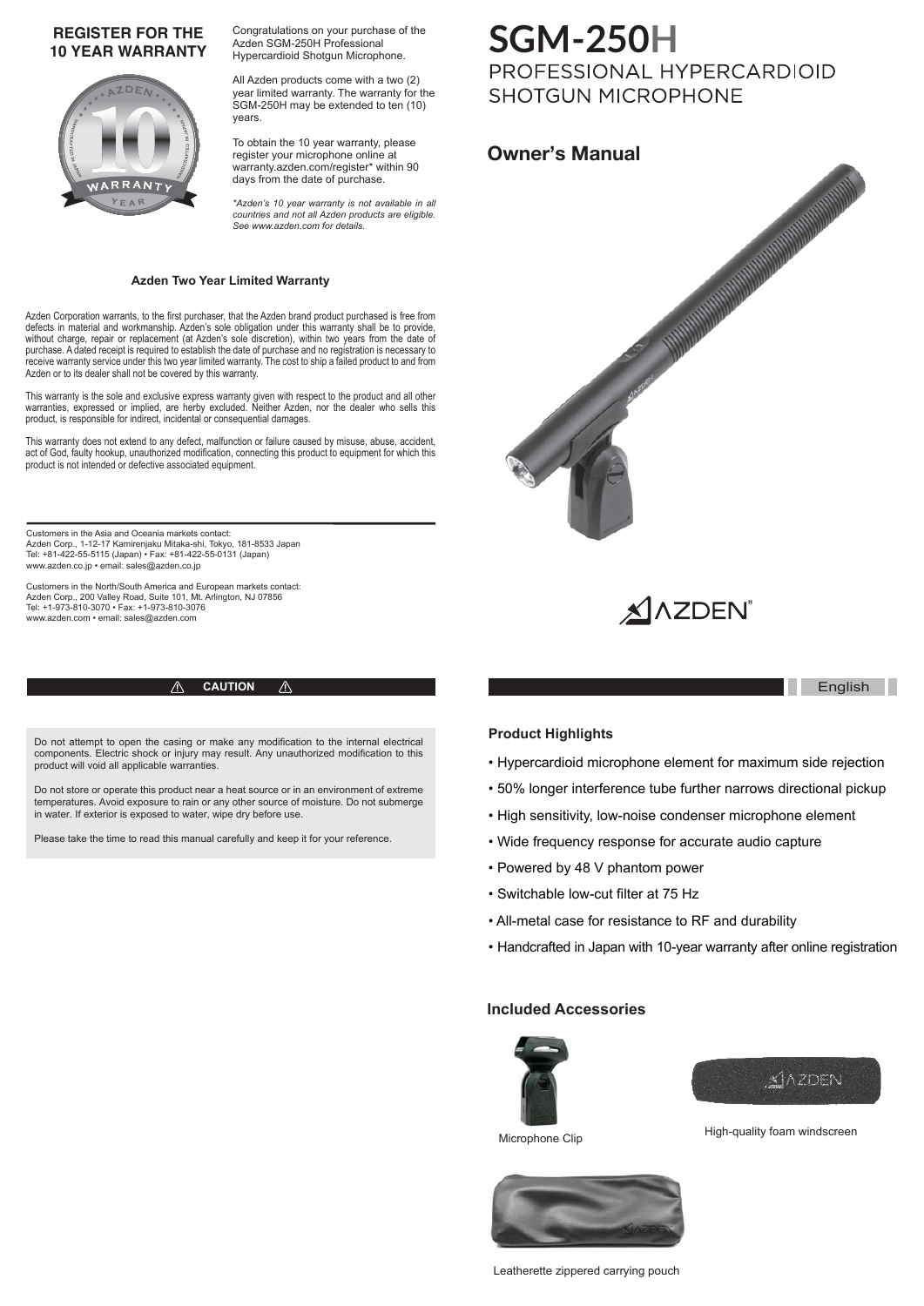## REGISTER FOR THE 10 YEAR WARRANTY

Congratulations on your purchase of the Azden SGM-250H Professional Hypercardioid Shotgun Microphone.

All Azden products come with a two (2) year limited warranty. The warranty for the SGM-250H may be extended to ten (10) years.

To obtain the 10 year warranty, please register your microphone online at warranty.azden.com/register* within 90 days from the date of purchase.

*\*Azden's 10 year warranty is not available in all countries and not all Azden products are eligible. See www.azden.com for details.*

### Azden Two Year Limited Warranty

Azden Corporation warrants, to the first purchaser, that the Azden brand product purchased is free from defects in material and workmanship. Azden's sole obligation under this warranty shall be to provide, without charge, repair or replacement (at Azden's sole discretion), within two years from the date of purchase. A dated receipt is required to establish the date of purchase and no registration is necessary to receive warranty service under this two year limited warranty. The cost to ship a failed product to and from Azden or to its dealer shall not be covered by this warranty.

This warranty is the sole and exclusive express warranty given with respect to the product and all other warranties, expressed or implied, are herby excluded. Neither Azden, nor the dealer who sells this product, is responsible for indirect, incidental or consequential damages.

This warranty does not extend to any defect, malfunction or failure caused by misuse, abuse, accident, act of God, faulty hookup, unauthorized modification, connecting this product to equipment for which this product is not intended or defective associated equipment.

Customers in the Asia and Oceania markets contact:
Azden Corp., 1-12-17 Kamirenjaku Mitaka-shi, Tokyo, 181-8533 Japan
Tel: +81-422-55-5115 (Japan) • Fax: +81-422-55-0131 (Japan)
www.azden.co.jp • email: sales@azden.co.jp

Customers in the North/South America and European markets contact:
Azden Corp., 200 Valley Road, Suite 101, Mt. Arlington, NJ 07856
Tel: +1-973-810-3070 • Fax: +1-973-810-3076
www.azden.com • email: sales@azden.com

### ⚠ CAUTION ⚠

Do not attempt to open the casing or make any modification to the internal electrical components. Electric shock or injury may result. Any unauthorized modification to this product will void all applicable warranties.

Do not store or operate this product near a heat source or in an environment of extreme temperatures. Avoid exposure to rain or any other source of moisture. Do not submerge in water. If exterior is exposed to water, wipe dry before use.

Please take the time to read this manual carefully and keep it for your reference.

# SGM-250H
## PROFESSIONAL HYPERCARDIOID SHOTGUN MICROPHONE

## Owner's Manual

AZDEN®

English

### Product Highlights

- Hypercardioid microphone element for maximum side rejection
- 50% longer interference tube further narrows directional pickup
- High sensitivity, low-noise condenser microphone element
- Wide frequency response for accurate audio capture
- Powered by 48 V phantom power
- Switchable low-cut filter at 75 Hz
- All-metal case for resistance to RF and durability
- Handcrafted in Japan with 10-year warranty after online registration

### Included Accessories

Microphone Clip

High-quality foam windscreen

Leatherette zippered carrying pouch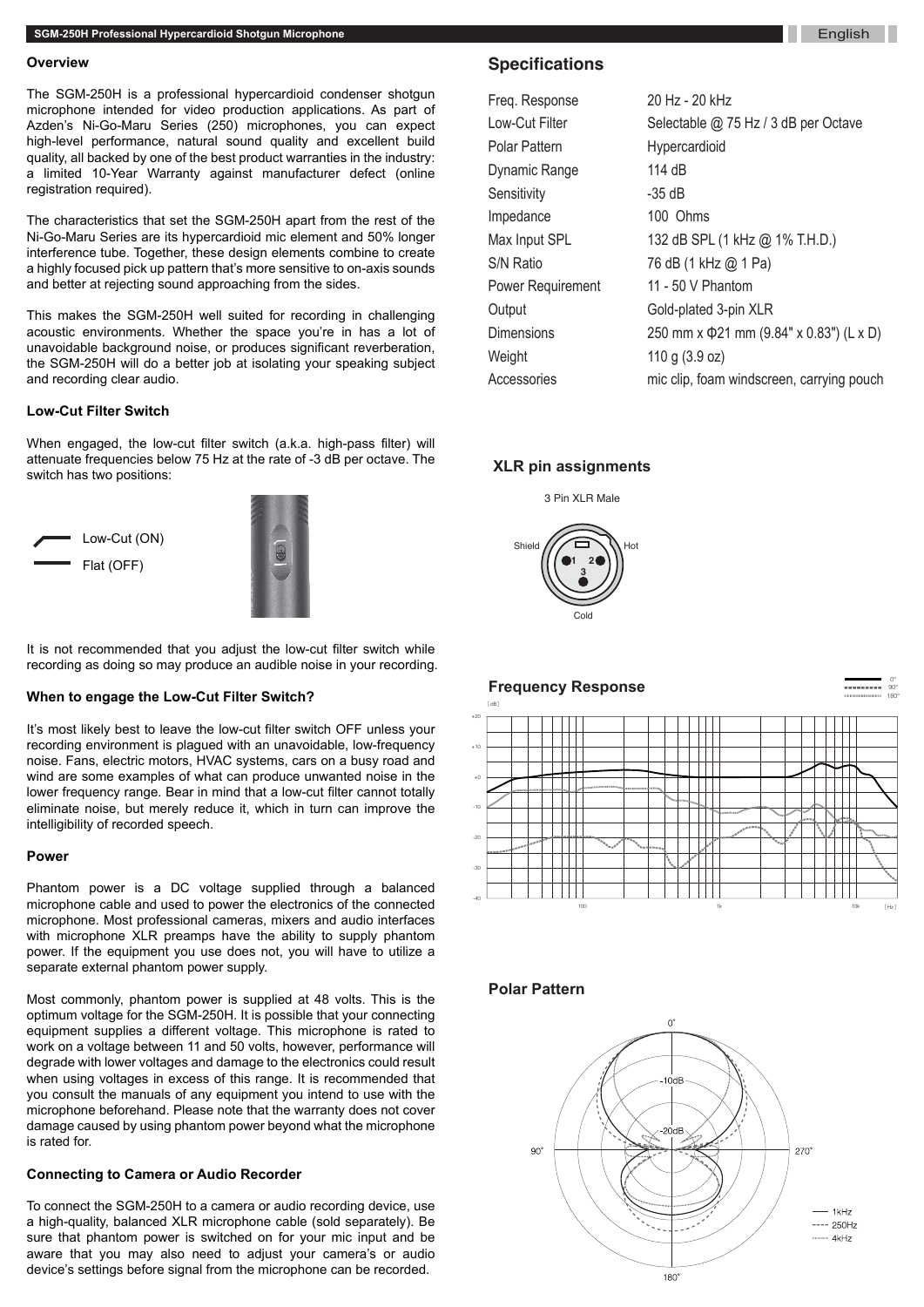## Overview

The SGM-250H is a professional hypercardioid condenser shotgun microphone intended for video production applications. As part of Azden's Ni-Go-Maru Series (250) microphones, you can expect high-level performance, natural sound quality and excellent build quality, all backed by one of the best product warranties in the industry: a limited 10-Year Warranty against manufacturer defect (online registration required).

The characteristics that set the SGM-250H apart from the rest of the Ni-Go-Maru Series are its hypercardioid mic element and 50% longer interference tube. Together, these design elements combine to create a highly focused pick up pattern that's more sensitive to on-axis sounds and better at rejecting sound approaching from the sides.

This makes the SGM-250H well suited for recording in challenging acoustic environments. Whether the space you're in has a lot of unavoidable background noise, or produces significant reverberation, the SGM-250H will do a better job at isolating your speaking subject and recording clear audio.

## Low-Cut Filter Switch

When engaged, the low-cut filter switch (a.k.a. high-pass filter) will attenuate frequencies below 75 Hz at the rate of -3 dB per octave. The switch has two positions:

Low-Cut (ON)

Flat (OFF)

It is not recommended that you adjust the low-cut filter switch while recording as doing so may produce an audible noise in your recording.

## When to engage the Low-Cut Filter Switch?

It's most likely best to leave the low-cut filter switch OFF unless your recording environment is plagued with an unavoidable, low-frequency noise. Fans, electric motors, HVAC systems, cars on a busy road and wind are some examples of what can produce unwanted noise in the lower frequency range. Bear in mind that a low-cut filter cannot totally eliminate noise, but merely reduce it, which in turn can improve the intelligibility of recorded speech.

## Power

Phantom power is a DC voltage supplied through a balanced microphone cable and used to power the electronics of the connected microphone. Most professional cameras, mixers and audio interfaces with microphone XLR preamps have the ability to supply phantom power. If the equipment you use does not, you will have to utilize a separate external phantom power supply.

Most commonly, phantom power is supplied at 48 volts. This is the optimum voltage for the SGM-250H. It is possible that your connecting equipment supplies a different voltage. This microphone is rated to work on a voltage between 11 and 50 volts, however, performance will degrade with lower voltages and damage to the electronics could result when using voltages in excess of this range. It is recommended that you consult the manuals of any equipment you intend to use with the microphone beforehand. Please note that the warranty does not cover damage caused by using phantom power beyond what the microphone is rated for.

## Connecting to Camera or Audio Recorder

To connect the SGM-250H to a camera or audio recording device, use a high-quality, balanced XLR microphone cable (sold separately). Be sure that phantom power is switched on for your mic input and be aware that you may also need to adjust your camera's or audio device's settings before signal from the microphone can be recorded.

## Specifications

| | |
|---|---|
| Freq. Response | 20 Hz - 20 kHz |
| Low-Cut Filter | Selectable @ 75 Hz / 3 dB per Octave |
| Polar Pattern | Hypercardioid |
| Dynamic Range | 114 dB |
| Sensitivity | -35 dB |
| Impedance | 100 Ohms |
| Max Input SPL | 132 dB SPL (1 kHz @ 1% T.H.D.) |
| S/N Ratio | 76 dB (1 kHz @ 1 Pa) |
| Power Requirement | 11 - 50 V Phantom |
| Output | Gold-plated 3-pin XLR |
| Dimensions | 250 mm x Φ21 mm (9.84" x 0.83") (L x D) |
| Weight | 110 g (3.9 oz) |
| Accessories | mic clip, foam windscreen, carrying pouch |

## XLR pin assignments

3 Pin XLR Male

Shield 1 2 Hot
3
Cold

## Frequency Response

0°
90°
180°

[dB]
+20
+10
+0
-10
-20
-30
-40
100
1k
10k
[Hz]

## Polar Pattern

0°
-10dB
-20dB
90°
270°
180°
1kHz
250Hz
4kHz